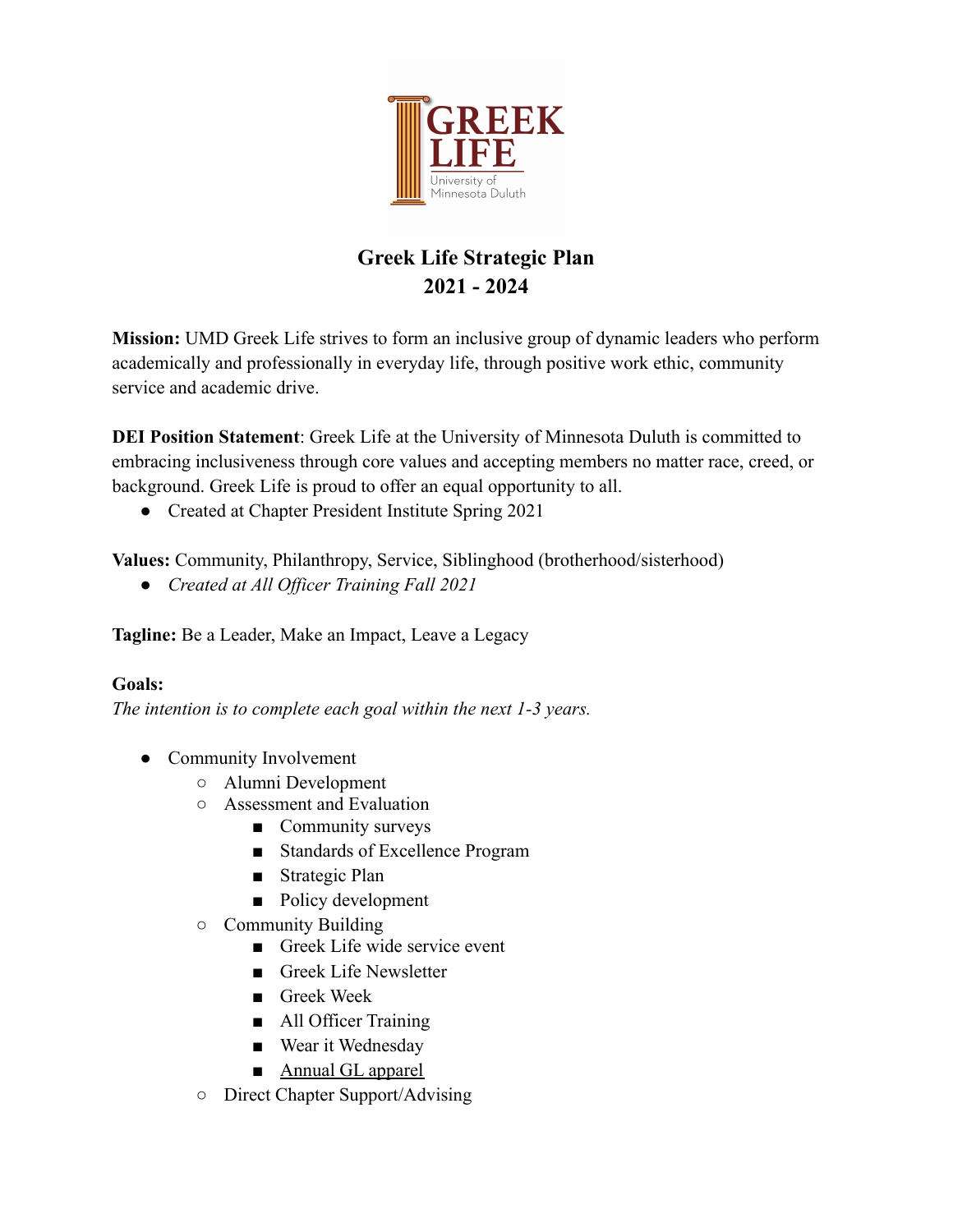# Greek Life Strategic Plan
## 2021 - 2024

**Mission:** UMD Greek Life strives to form an inclusive group of dynamic leaders who perform academically and professionally in everyday life, through positive work ethic, community service and academic drive.

**DEI Position Statement**: Greek Life at the University of Minnesota Duluth is committed to embracing inclusiveness through core values and accepting members no matter race, creed, or background. Greek Life is proud to offer an equal opportunity to all.

- Created at Chapter President Institute Spring 2021

**Values:** Community, Philanthropy, Service, Siblinghood (brotherhood/sisterhood)

- *Created at All Officer Training Fall 2021*

**Tagline:** Be a Leader, Make an Impact, Leave a Legacy

**Goals:**

*The intention is to complete each goal within the next 1-3 years.*

- Community Involvement
  - Alumni Development
  - Assessment and Evaluation
    - Community surveys
    - Standards of Excellence Program
    - Strategic Plan
    - Policy development
  - Community Building
    - Greek Life wide service event
    - Greek Life Newsletter
    - Greek Week
    - All Officer Training
    - Wear it Wednesday
    - Annual GL apparel
  - Direct Chapter Support/Advising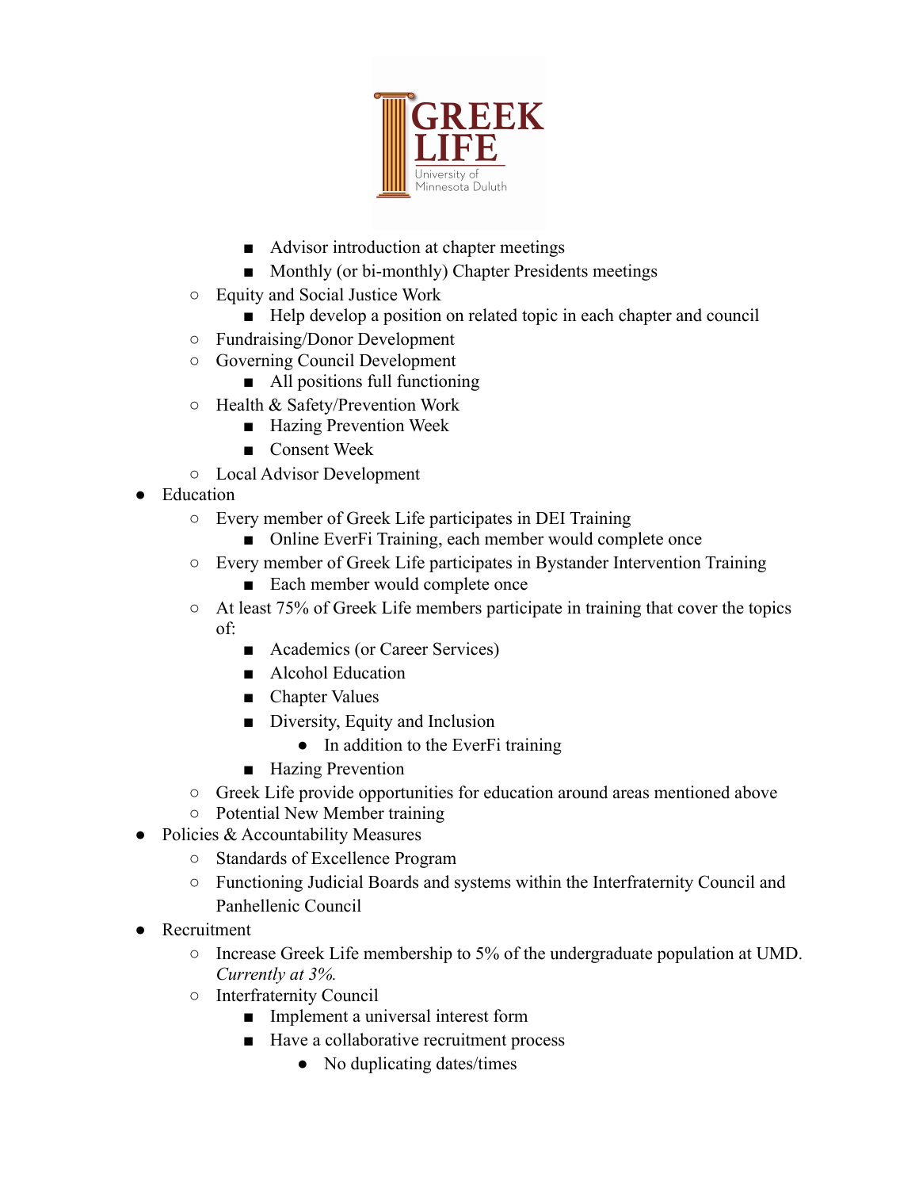- Advisor introduction at chapter meetings
- Monthly (or bi-monthly) Chapter Presidents meetings

- Equity and Social Justice Work
  - Help develop a position on related topic in each chapter and council
- Fundraising/Donor Development
- Governing Council Development
  - All positions full functioning
- Health & Safety/Prevention Work
  - Hazing Prevention Week
  - Consent Week
- Local Advisor Development

- Education
  - Every member of Greek Life participates in DEI Training
    - Online EverFi Training, each member would complete once
  - Every member of Greek Life participates in Bystander Intervention Training
    - Each member would complete once
  - At least 75% of Greek Life members participate in training that cover the topics of:
    - Academics (or Career Services)
    - Alcohol Education
    - Chapter Values
    - Diversity, Equity and Inclusion
      - In addition to the EverFi training
    - Hazing Prevention
  - Greek Life provide opportunities for education around areas mentioned above
  - Potential New Member training
- Policies & Accountability Measures
  - Standards of Excellence Program
  - Functioning Judicial Boards and systems within the Interfraternity Council and Panhellenic Council
- Recruitment
  - Increase Greek Life membership to 5% of the undergraduate population at UMD. *Currently at 3%.*
  - Interfraternity Council
    - Implement a universal interest form
    - Have a collaborative recruitment process
      - No duplicating dates/times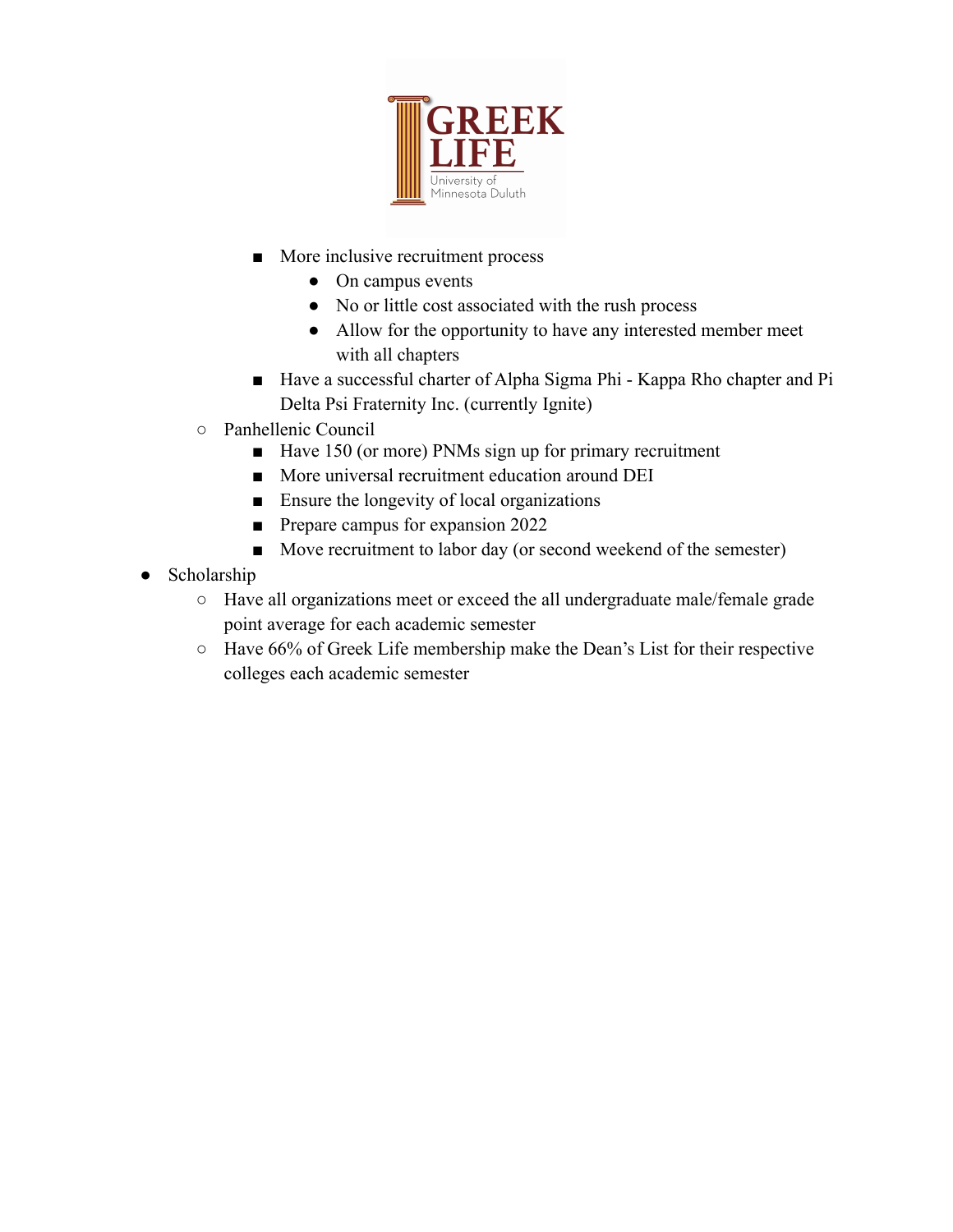GREEK LIFE
University of Minnesota Duluth

            - More inclusive recruitment process
                - On campus events
                - No or little cost associated with the rush process
                - Allow for the opportunity to have any interested member meet with all chapters
            - Have a successful charter of Alpha Sigma Phi - Kappa Rho chapter and Pi Delta Psi Fraternity Inc. (currently Ignite)
    - Panhellenic Council
        - Have 150 (or more) PNMs sign up for primary recruitment
        - More universal recruitment education around DEI
        - Ensure the longevity of local organizations
        - Prepare campus for expansion 2022
        - Move recruitment to labor day (or second weekend of the semester)
- Scholarship
    - Have all organizations meet or exceed the all undergraduate male/female grade point average for each academic semester
    - Have 66% of Greek Life membership make the Dean's List for their respective colleges each academic semester